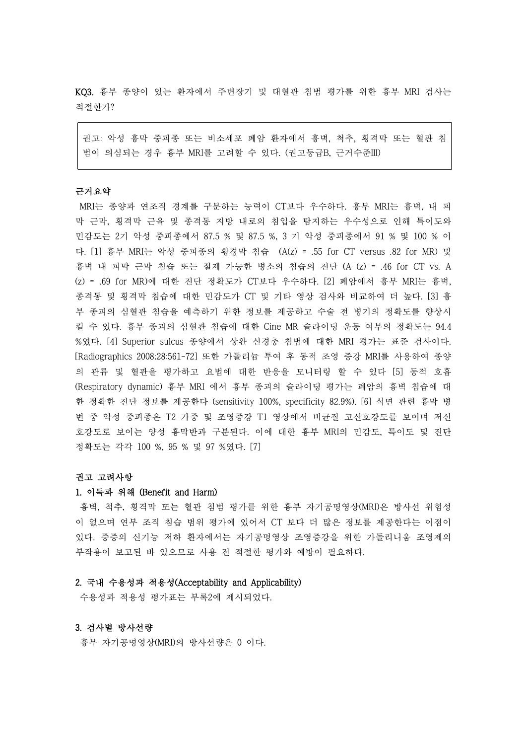**KQ3.** 흉부 종양이 있는 환자에서 주변장기 및 대혈관 침범 평가를 위한 흉부 MRI 검사는 적절한가?

> 권고: 악성 흉막 중피종 또는 비소세포 폐암 환자에서 흉벽, 척추, 횡격막 또는 혈관 침범이 의심되는 경우 흉부 MRI를 고려할 수 있다. (권고등급B, 근거수준Ⅲ)

**근거요약**

MRI는 종양과 연조직 경계를 구분하는 능력이 CT보다 우수하다. 흉부 MRI는 흉벽, 내 피막 근막, 횡격막 근육 및 종격동 지방 내로의 침입을 탐지하는 우수성으로 인해 특이도와 민감도는 2기 악성 중피종에서 87.5 % 및 87.5 %, 3 기 악성 중피종에서 91 % 및 100 % 이다. [1] 흉부 MRI는 악성 중피종의 횡경막 침습 (A(z) = .55 for CT versus .82 for MR) 및 흉벽 내 피막 근막 침습 또는 절제 가능한 병소의 침습의 진단 (A (z) = .46 for CT vs. A (z) = .69 for MR)에 대한 진단 정확도가 CT보다 우수하다. [2] 폐암에서 흉부 MRI는 흉벽, 종격동 및 횡격막 침습에 대한 민감도가 CT 및 기타 영상 검사와 비교하여 더 높다. [3] 흉부 종괴의 심혈관 침습을 예측하기 위한 정보를 제공하고 수술 전 병기의 정확도를 향상시킬 수 있다. 흉부 종괴의 심혈관 침습에 대한 Cine MR 슬라이딩 운동 여부의 정확도는 94.4 %였다. [4] Superior sulcus 종양에서 상완 신경총 침범에 대한 MRI 평가는 표준 검사이다. [Radiographics 2008;28:561-72] 또한 가돌리늄 투여 후 동적 조영 증강 MRI를 사용하여 종양의 관류 및 혈관을 평가하고 요법에 대한 반응을 모니터링 할 수 있다 [5] 동적 호흡 (Respiratory dynamic) 흉부 MRI 에서 흉부 종괴의 슬라이딩 평가는 폐암의 흉벽 침습에 대한 정확한 진단 정보를 제공한다 (sensitivity 100%, specificity 82.9%). [6] 석면 관련 흉막 병변 중 악성 중피종은 T2 가중 및 조영증강 T1 영상에서 비균질 고신호강도를 보이며 저신호강도로 보이는 양성 흉막반과 구분된다. 이에 대한 흉부 MRI의 민감도, 특이도 및 진단 정확도는 각각 100 %, 95 % 및 97 %였다. [7]

**권고 고려사항**

**1. 이득과 위해 (Benefit and Harm)**

흉벽, 척추, 횡격막 또는 혈관 침범 평가를 위한 흉부 자기공명영상(MRI)은 방사선 위험성이 없으며 연부 조직 침습 범위 평가에 있어서 CT 보다 더 많은 정보를 제공한다는 이점이 있다. 중증의 신기능 저하 환자에서는 자기공명영상 조영증강을 위한 가돌리니움 조영제의 부작용이 보고된 바 있으므로 사용 전 적절한 평가와 예방이 필요하다.

**2. 국내 수용성과 적용성(Acceptability and Applicability)**

수용성과 적용성 평가표는 부록2에 제시되었다.

**3. 검사별 방사선량**

흉부 자기공명영상(MRI)의 방사선량은 0 이다.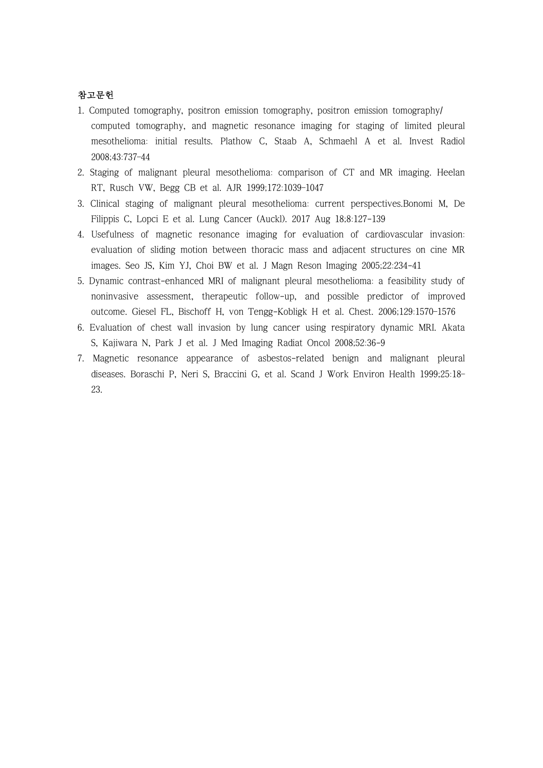**참고문헌**

1. Computed tomography, positron emission tomography, positron emission tomography/ computed tomography, and magnetic resonance imaging for staging of limited pleural mesothelioma: initial results. Plathow C, Staab A, Schmaehl A et al. Invest Radiol 2008;43:737-44
2. Staging of malignant pleural mesothelioma: comparison of CT and MR imaging. Heelan RT, Rusch VW, Begg CB et al. AJR 1999;172:1039-1047
3. Clinical staging of malignant pleural mesothelioma: current perspectives.Bonomi M, De Filippis C, Lopci E et al. Lung Cancer (Auckl). 2017 Aug 18;8:127-139
4. Usefulness of magnetic resonance imaging for evaluation of cardiovascular invasion: evaluation of sliding motion between thoracic mass and adjacent structures on cine MR images. Seo JS, Kim YJ, Choi BW et al. J Magn Reson Imaging 2005;22:234-41
5. Dynamic contrast-enhanced MRI of malignant pleural mesothelioma: a feasibility study of noninvasive assessment, therapeutic follow-up, and possible predictor of improved outcome. Giesel FL, Bischoff H, von Tengg-Kobligk H et al. Chest. 2006;129:1570-1576
6. Evaluation of chest wall invasion by lung cancer using respiratory dynamic MRI. Akata S, Kajiwara N, Park J et al. J Med Imaging Radiat Oncol 2008;52:36-9
7. Magnetic resonance appearance of asbestos-related benign and malignant pleural diseases. Boraschi P, Neri S, Braccini G, et al. Scand J Work Environ Health 1999;25:18-23.